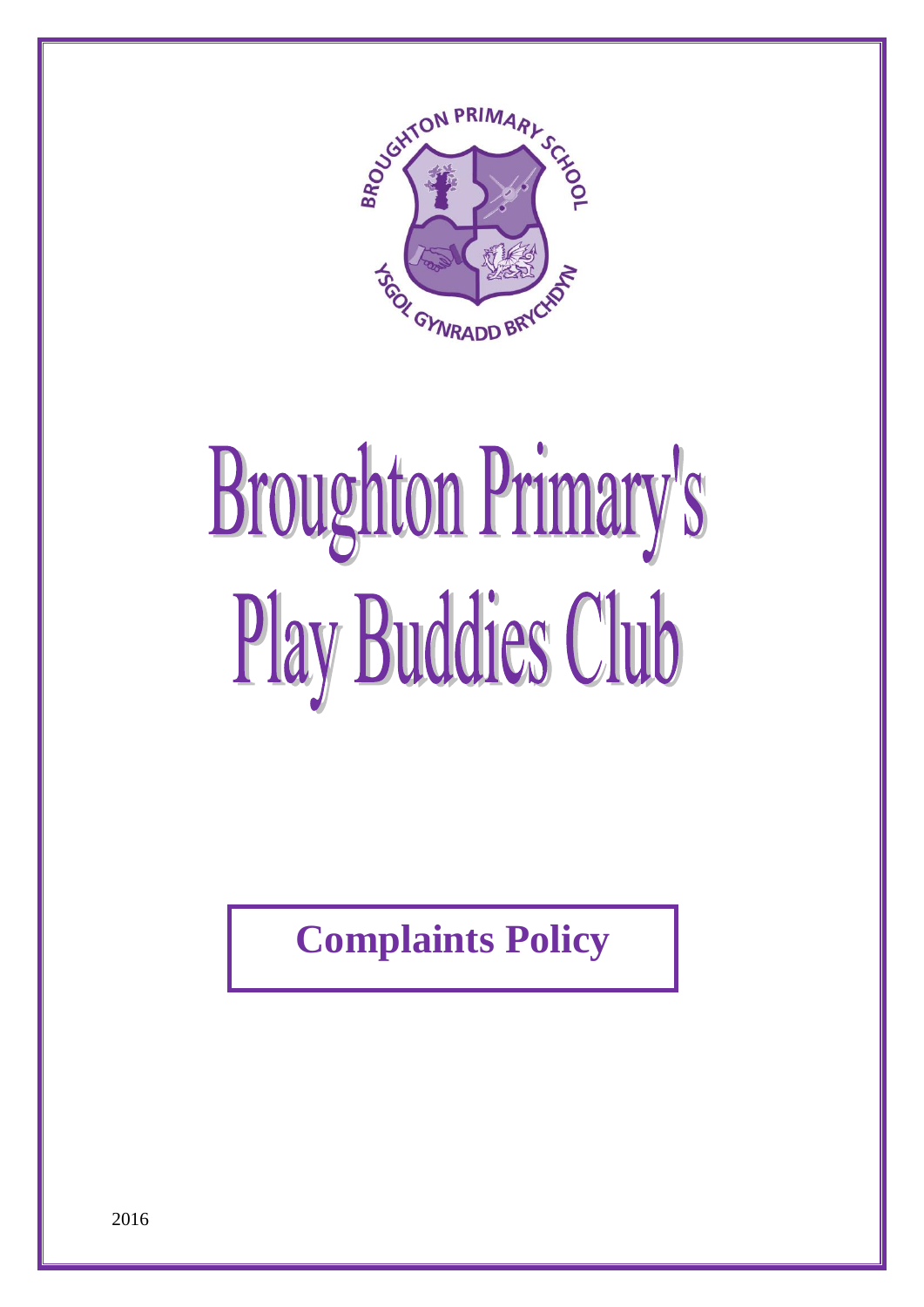# Broughton Primary's Play Buddies Club

## Complaints Policy

2016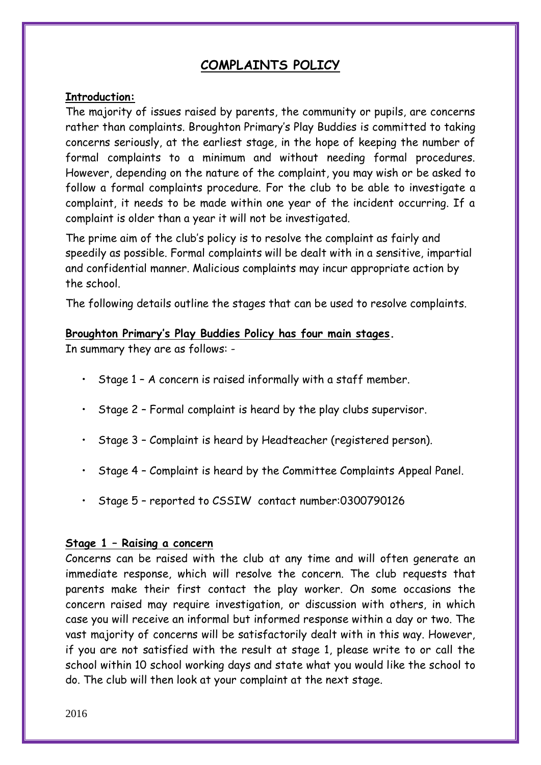# COMPLAINTS POLICY

**Introduction:**

The majority of issues raised by parents, the community or pupils, are concerns rather than complaints. Broughton Primary's Play Buddies is committed to taking concerns seriously, at the earliest stage, in the hope of keeping the number of formal complaints to a minimum and without needing formal procedures. However, depending on the nature of the complaint, you may wish or be asked to follow a formal complaints procedure. For the club to be able to investigate a complaint, it needs to be made within one year of the incident occurring. If a complaint is older than a year it will not be investigated.

The prime aim of the club's policy is to resolve the complaint as fairly and speedily as possible. Formal complaints will be dealt with in a sensitive, impartial and confidential manner. Malicious complaints may incur appropriate action by the school.

The following details outline the stages that can be used to resolve complaints.

**Broughton Primary's Play Buddies Policy has four main stages.**

In summary they are as follows: -

- Stage 1 – A concern is raised informally with a staff member.
- Stage 2 – Formal complaint is heard by the play clubs supervisor.
- Stage 3 – Complaint is heard by Headteacher (registered person).
- Stage 4 – Complaint is heard by the Committee Complaints Appeal Panel.
- Stage 5 – reported to CSSIW contact number:0300790126

**Stage 1 – Raising a concern**

Concerns can be raised with the club at any time and will often generate an immediate response, which will resolve the concern. The club requests that parents make their first contact the play worker. On some occasions the concern raised may require investigation, or discussion with others, in which case you will receive an informal but informed response within a day or two. The vast majority of concerns will be satisfactorily dealt with in this way. However, if you are not satisfied with the result at stage 1, please write to or call the school within 10 school working days and state what you would like the school to do. The club will then look at your complaint at the next stage.

2016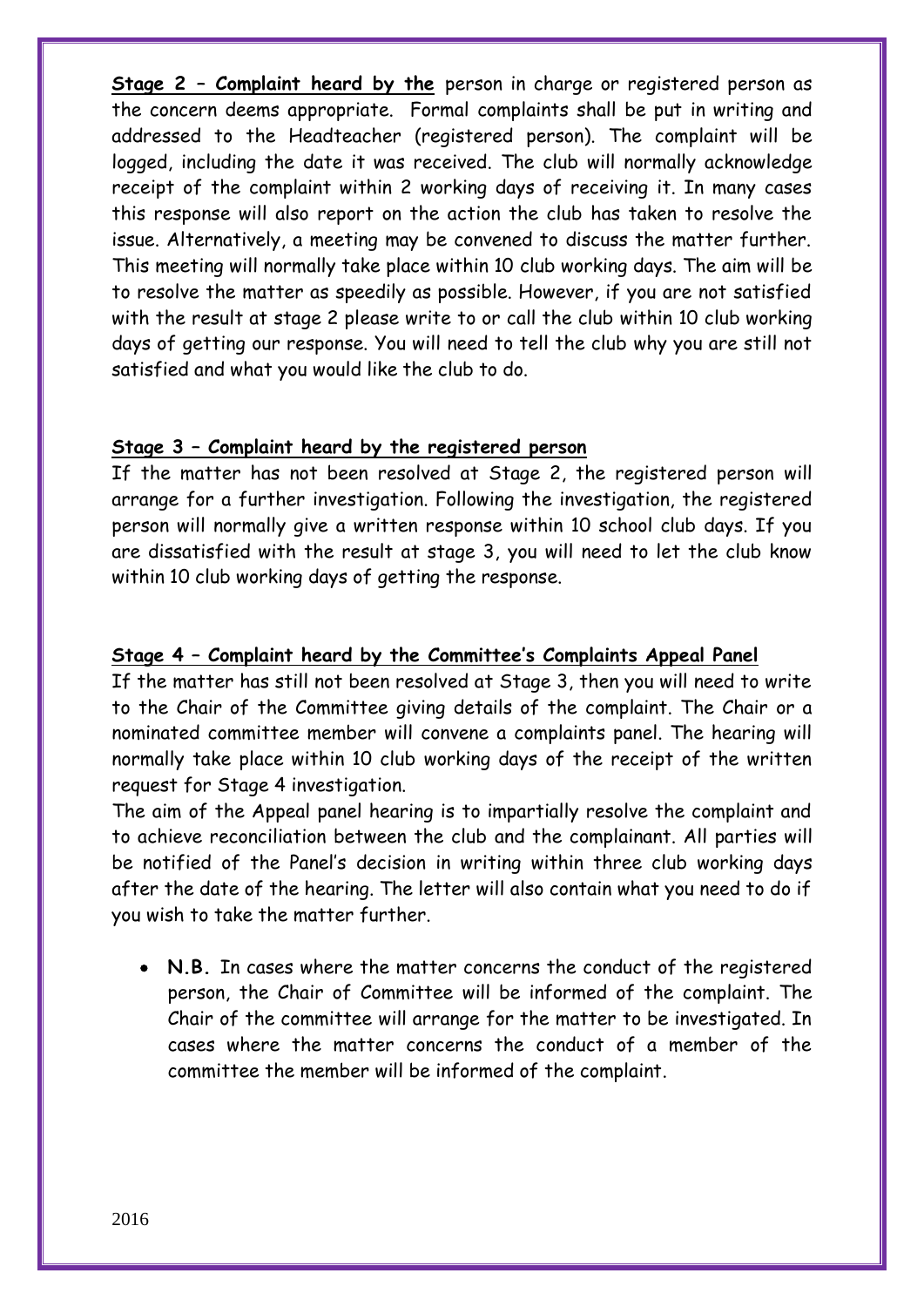**Stage 2 – Complaint heard by the** person in charge or registered person as the concern deems appropriate. Formal complaints shall be put in writing and addressed to the Headteacher (registered person). The complaint will be logged, including the date it was received. The club will normally acknowledge receipt of the complaint within 2 working days of receiving it. In many cases this response will also report on the action the club has taken to resolve the issue. Alternatively, a meeting may be convened to discuss the matter further. This meeting will normally take place within 10 club working days. The aim will be to resolve the matter as speedily as possible. However, if you are not satisfied with the result at stage 2 please write to or call the club within 10 club working days of getting our response. You will need to tell the club why you are still not satisfied and what you would like the club to do.

**Stage 3 – Complaint heard by the registered person**

If the matter has not been resolved at Stage 2, the registered person will arrange for a further investigation. Following the investigation, the registered person will normally give a written response within 10 school club days. If you are dissatisfied with the result at stage 3, you will need to let the club know within 10 club working days of getting the response.

**Stage 4 – Complaint heard by the Committee's Complaints Appeal Panel**

If the matter has still not been resolved at Stage 3, then you will need to write to the Chair of the Committee giving details of the complaint. The Chair or a nominated committee member will convene a complaints panel. The hearing will normally take place within 10 club working days of the receipt of the written request for Stage 4 investigation.

The aim of the Appeal panel hearing is to impartially resolve the complaint and to achieve reconciliation between the club and the complainant. All parties will be notified of the Panel's decision in writing within three club working days after the date of the hearing. The letter will also contain what you need to do if you wish to take the matter further.

- **N.B.** In cases where the matter concerns the conduct of the registered person, the Chair of Committee will be informed of the complaint. The Chair of the committee will arrange for the matter to be investigated. In cases where the matter concerns the conduct of a member of the committee the member will be informed of the complaint.

2016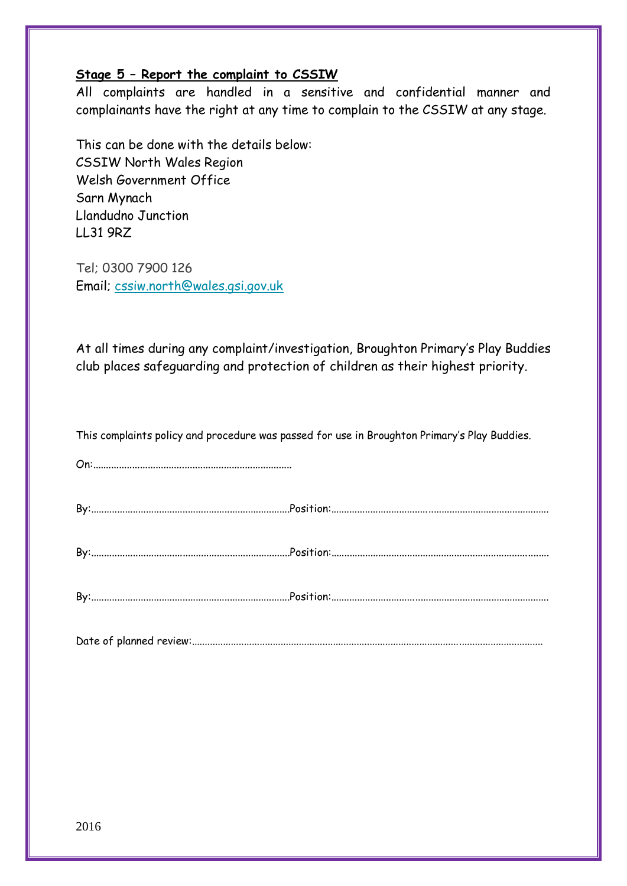**Stage 5 – Report the complaint to CSSIW**

All complaints are handled in a sensitive and confidential manner and complainants have the right at any time to complain to the CSSIW at any stage.

This can be done with the details below:
CSSIW North Wales Region
Welsh Government Office
Sarn Mynach
Llandudno Junction
LL31 9RZ

Tel; 0300 7900 126
Email; cssiw.north@wales.gsi.gov.uk

At all times during any complaint/investigation, Broughton Primary's Play Buddies club places safeguarding and protection of children as their highest priority.

This complaints policy and procedure was passed for use in Broughton Primary's Play Buddies.

On:………………………………………………………………

By:………………………………………………………………Position:………………………………………………………………………

By:………………………………………………………………Position:………………………………………………………………………

By:………………………………………………………………Position:………………………………………………………………………

Date of planned review:…………………………………………………………………………………………………………………

2016